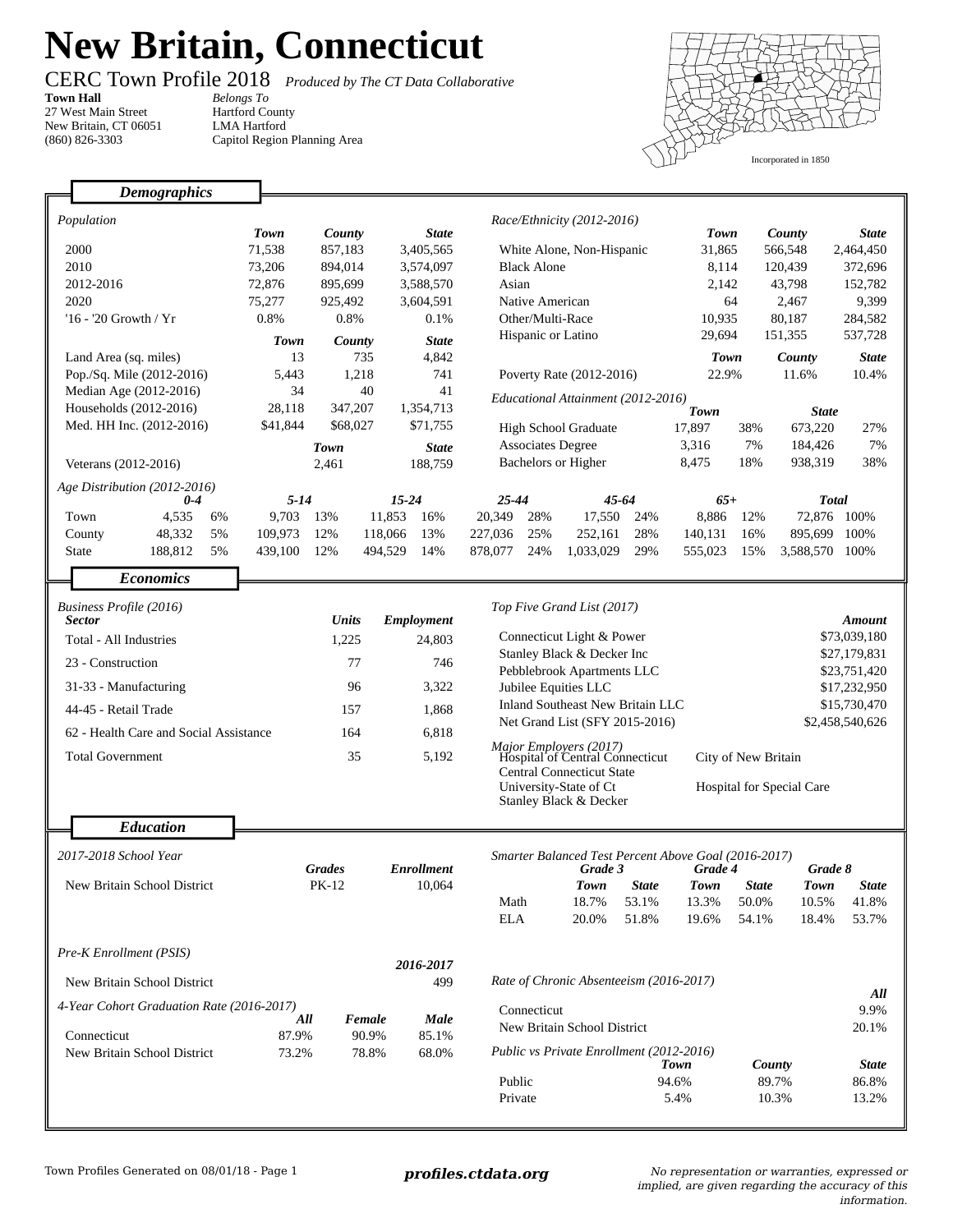# New Britain, Connecticut

CERC Town Profile 2018 *Produced by The CT Data Collaborative*

**Town Hall**
27 West Main Street
New Britain, CT 06051
(860) 826-3303

*Belongs To*
Hartford County
LMA Hartford
Capitol Region Planning Area

Incorporated in 1850

## Demographics

*Population*

| | Town | County | State |
|---|---|---|---|
| 2000 | 71,538 | 857,183 | 3,405,565 |
| 2010 | 73,206 | 894,014 | 3,574,097 |
| 2012-2016 | 72,876 | 895,699 | 3,588,570 |
| 2020 | 75,277 | 925,492 | 3,604,591 |
| '16 - '20 Growth / Yr | 0.8% | 0.8% | 0.1% |

| | Town | County | State |
|---|---|---|---|
| Land Area (sq. miles) | 13 | 735 | 4,842 |
| Pop./Sq. Mile (2012-2016) | 5,443 | 1,218 | 741 |
| Median Age (2012-2016) | 34 | 40 | 41 |
| Households (2012-2016) | 28,118 | 347,207 | 1,354,713 |
| Med. HH Inc. (2012-2016) | $41,844 | $68,027 | $71,755 |

| | Town | State |
|---|---|---|
| Veterans (2012-2016) | 2,461 | 188,759 |

*Race/Ethnicity (2012-2016)*

| | Town | County | State |
|---|---|---|---|
| White Alone, Non-Hispanic | 31,865 | 566,548 | 2,464,450 |
| Black Alone | 8,114 | 120,439 | 372,696 |
| Asian | 2,142 | 43,798 | 152,782 |
| Native American | 64 | 2,467 | 9,399 |
| Other/Multi-Race | 10,935 | 80,187 | 284,582 |
| Hispanic or Latino | 29,694 | 151,355 | 537,728 |

| | Town | County | State |
|---|---|---|---|
| Poverty Rate (2012-2016) | 22.9% | 11.6% | 10.4% |

*Educational Attainment (2012-2016)*

| | Town | | State | |
|---|---|---|---|---|
| High School Graduate | 17,897 | 38% | 673,220 | 27% |
| Associates Degree | 3,316 | 7% | 184,426 | 7% |
| Bachelors or Higher | 8,475 | 18% | 938,319 | 38% |

*Age Distribution (2012-2016)*

| | 0-4 | | 5-14 | | 15-24 | | 25-44 | | 45-64 | | 65+ | | Total | |
|---|---|---|---|---|---|---|---|---|---|---|---|---|---|---|
| Town | 4,535 | 6% | 9,703 | 13% | 11,853 | 16% | 20,349 | 28% | 17,550 | 24% | 8,886 | 12% | 72,876 | 100% |
| County | 48,332 | 5% | 109,973 | 12% | 118,066 | 13% | 227,036 | 25% | 252,161 | 28% | 140,131 | 16% | 895,699 | 100% |
| State | 188,812 | 5% | 439,100 | 12% | 494,529 | 14% | 878,077 | 24% | 1,033,029 | 29% | 555,023 | 15% | 3,588,570 | 100% |

## Economics

*Business Profile (2016)*

| Sector | Units | Employment |
|---|---|---|
| Total - All Industries | 1,225 | 24,803 |
| 23 - Construction | 77 | 746 |
| 31-33 - Manufacturing | 96 | 3,322 |
| 44-45 - Retail Trade | 157 | 1,868 |
| 62 - Health Care and Social Assistance | 164 | 6,818 |
| Total Government | 35 | 5,192 |

*Top Five Grand List (2017)*

| | Amount |
|---|---|
| Connecticut Light & Power | $73,039,180 |
| Stanley Black & Decker Inc | $27,179,831 |
| Pebblebrook Apartments LLC | $23,751,420 |
| Jubilee Equities LLC | $17,232,950 |
| Inland Southeast New Britain LLC | $15,730,470 |
| Net Grand List (SFY 2015-2016) | $2,458,540,626 |

*Major Employers (2017)*

- Hospital of Central Connecticut
- Central Connecticut State University-State of Ct
- Stanley Black & Decker
- City of New Britain
- Hospital for Special Care

## Education

*2017-2018 School Year*

| | Grades | Enrollment |
|---|---|---|
| New Britain School District | PK-12 | 10,064 |

*Pre-K Enrollment (PSIS)*

| | 2016-2017 |
|---|---|
| New Britain School District | 499 |

*4-Year Cohort Graduation Rate (2016-2017)*

| | All | Female | Male |
|---|---|---|---|
| Connecticut | 87.9% | 90.9% | 85.1% |
| New Britain School District | 73.2% | 78.8% | 68.0% |

*Smarter Balanced Test Percent Above Goal (2016-2017)*

| | Grade 3 | | Grade 4 | | Grade 8 | |
|---|---|---|---|---|---|---|
| | Town | State | Town | State | Town | State |
| Math | 18.7% | 53.1% | 13.3% | 50.0% | 10.5% | 41.8% |
| ELA | 20.0% | 51.8% | 19.6% | 54.1% | 18.4% | 53.7% |

*Rate of Chronic Absenteeism (2016-2017)*

| | All |
|---|---|
| Connecticut | 9.9% |
| New Britain School District | 20.1% |

*Public vs Private Enrollment (2012-2016)*

| | Town | County | State |
|---|---|---|---|
| Public | 94.6% | 89.7% | 86.8% |
| Private | 5.4% | 10.3% | 13.2% |

Town Profiles Generated on 08/01/18 - Page 1

**profiles.ctdata.org**

*No representation or warranties, expressed or implied, are given regarding the accuracy of this information.*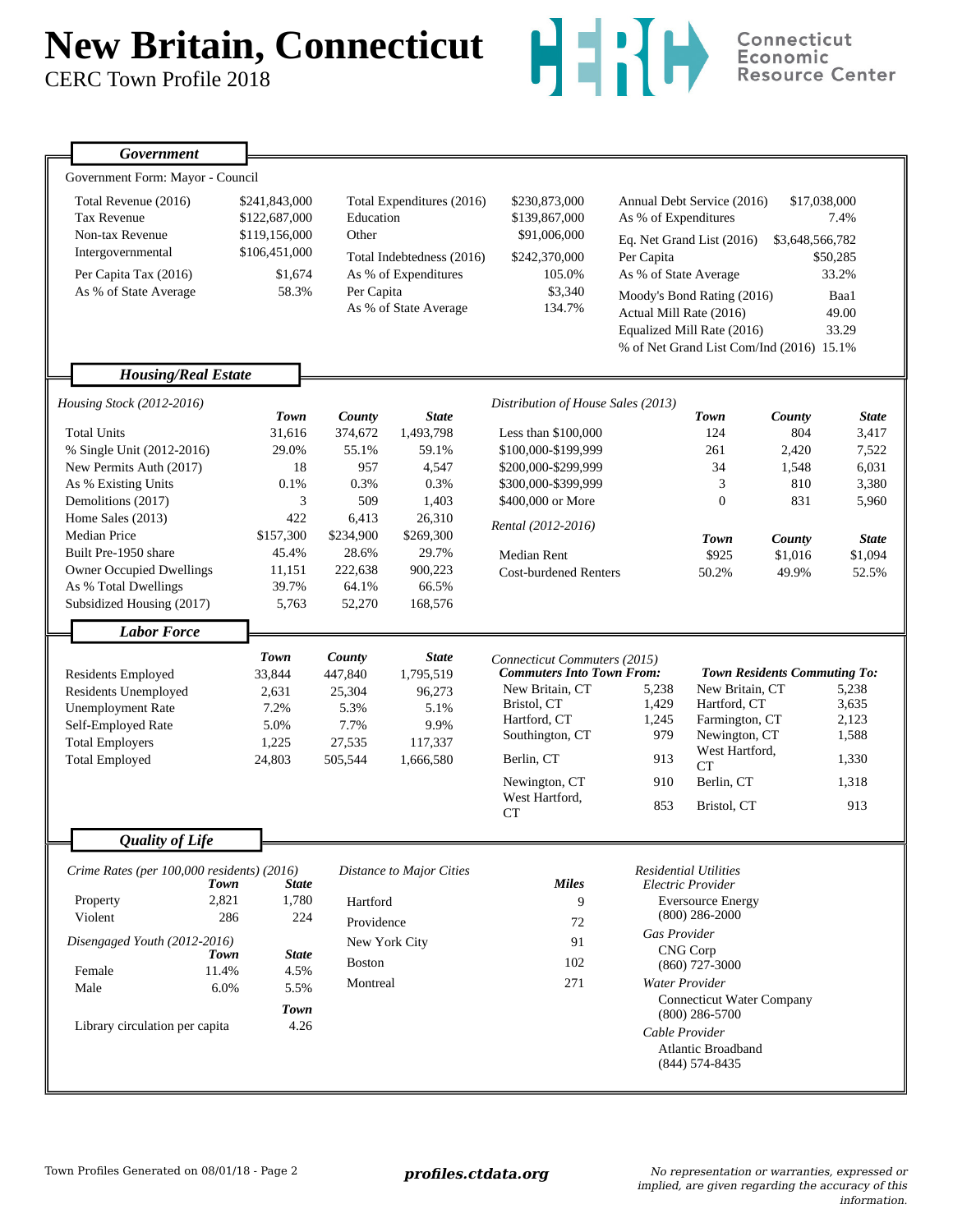# New Britain, Connecticut

CERC Town Profile 2018

Connecticut Economic Resource Center

## Government

Government Form: Mayor - Council

| | |
|---|---|
| Total Revenue (2016) | $241,843,000 |
| Tax Revenue | $122,687,000 |
| Non-tax Revenue | $119,156,000 |
| Intergovernmental | $106,451,000 |
| Per Capita Tax (2016) | $1,674 |
| As % of State Average | 58.3% |

| | |
|---|---|
| Total Expenditures (2016) | $230,873,000 |
| Education | $139,867,000 |
| Other | $91,006,000 |
| Total Indebtedness (2016) | $242,370,000 |
| As % of Expenditures | 105.0% |
| Per Capita | $3,340 |
| As % of State Average | 134.7% |

| | |
|---|---|
| Annual Debt Service (2016) | $17,038,000 |
| As % of Expenditures | 7.4% |
| Eq. Net Grand List (2016) | $3,648,566,782 |
| Per Capita | $50,285 |
| As % of State Average | 33.2% |
| Moody's Bond Rating (2016) | Baa1 |
| Actual Mill Rate (2016) | 49.00 |
| Equalized Mill Rate (2016) | 33.29 |
| % of Net Grand List Com/Ind (2016) | 15.1% |

## Housing/Real Estate

*Housing Stock (2012-2016)*

| | Town | County | State |
|---|---|---|---|
| Total Units | 31,616 | 374,672 | 1,493,798 |
| % Single Unit (2012-2016) | 29.0% | 55.1% | 59.1% |
| New Permits Auth (2017) | 18 | 957 | 4,547 |
| As % Existing Units | 0.1% | 0.3% | 0.3% |
| Demolitions (2017) | 3 | 509 | 1,403 |
| Home Sales (2013) | 422 | 6,413 | 26,310 |
| Median Price | $157,300 | $234,900 | $269,300 |
| Built Pre-1950 share | 45.4% | 28.6% | 29.7% |
| Owner Occupied Dwellings | 11,151 | 222,638 | 900,223 |
| As % Total Dwellings | 39.7% | 64.1% | 66.5% |
| Subsidized Housing (2017) | 5,763 | 52,270 | 168,576 |

*Distribution of House Sales (2013)*

| | Town | County | State |
|---|---|---|---|
| Less than $100,000 | 124 | 804 | 3,417 |
| $100,000-$199,999 | 261 | 2,420 | 7,522 |
| $200,000-$299,999 | 34 | 1,548 | 6,031 |
| $300,000-$399,999 | 3 | 810 | 3,380 |
| $400,000 or More | 0 | 831 | 5,960 |

*Rental (2012-2016)*

| | Town | County | State |
|---|---|---|---|
| Median Rent | $925 | $1,016 | $1,094 |
| Cost-burdened Renters | 50.2% | 49.9% | 52.5% |

## Labor Force

| | Town | County | State |
|---|---|---|---|
| Residents Employed | 33,844 | 447,840 | 1,795,519 |
| Residents Unemployed | 2,631 | 25,304 | 96,273 |
| Unemployment Rate | 7.2% | 5.3% | 5.1% |
| Self-Employed Rate | 5.0% | 7.7% | 9.9% |
| Total Employers | 1,225 | 27,535 | 117,337 |
| Total Employed | 24,803 | 505,544 | 1,666,580 |

*Connecticut Commuters (2015)*

| Commuters Into Town From: | | Town Residents Commuting To: | |
|---|---|---|---|
| New Britain, CT | 5,238 | New Britain, CT | 5,238 |
| Bristol, CT | 1,429 | Hartford, CT | 3,635 |
| Hartford, CT | 1,245 | Farmington, CT | 2,123 |
| Southington, CT | 979 | Newington, CT | 1,588 |
| Berlin, CT | 913 | West Hartford, CT | 1,330 |
| Newington, CT | 910 | Berlin, CT | 1,318 |
| West Hartford, CT | 853 | Bristol, CT | 913 |

## Quality of Life

*Crime Rates (per 100,000 residents) (2016)*

| | Town | State |
|---|---|---|
| Property | 2,821 | 1,780 |
| Violent | 286 | 224 |

*Disengaged Youth (2012-2016)*

| | Town | State |
|---|---|---|
| Female | 11.4% | 4.5% |
| Male | 6.0% | 5.5% |

| | Town |
|---|---|
| Library circulation per capita | 4.26 |

*Distance to Major Cities*

| | Miles |
|---|---|
| Hartford | 9 |
| Providence | 72 |
| New York City | 91 |
| Boston | 102 |
| Montreal | 271 |

*Residential Utilities*

*Electric Provider*
Eversource Energy
(800) 286-2000

*Gas Provider*
CNG Corp
(860) 727-3000

*Water Provider*
Connecticut Water Company
(800) 286-5700

*Cable Provider*
Atlantic Broadband
(844) 574-8435

Town Profiles Generated on 08/01/18 - Page 2

**profiles.ctdata.org**

*No representation or warranties, expressed or implied, are given regarding the accuracy of this information.*